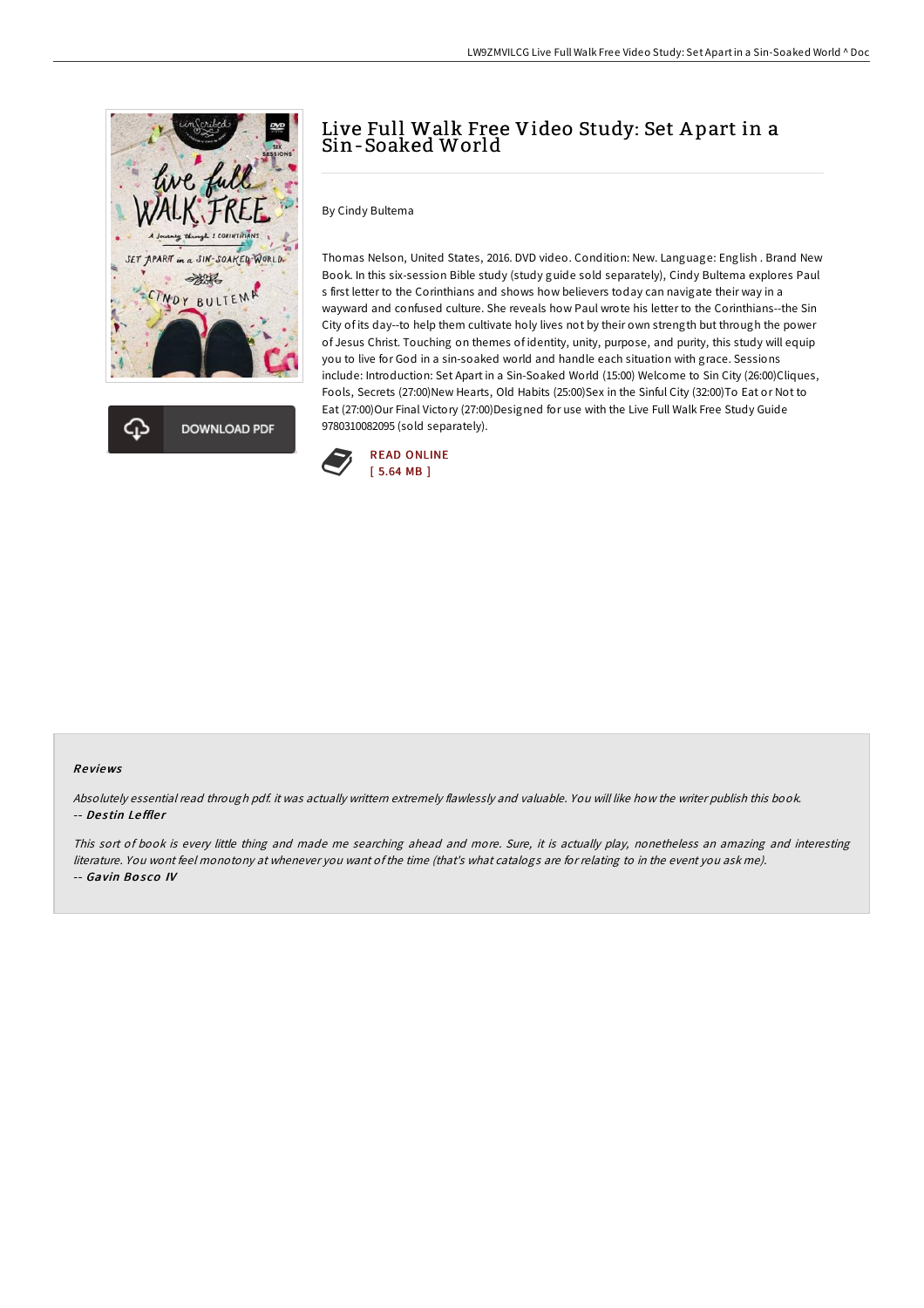# Live Full Walk Free Video Study: Set Apart in a Sin-Soaked World

By Cindy Bultema

Thomas Nelson, United States, 2016. DVD video. Condition: New. Language: English . Brand New Book. In this six-session Bible study (study guide sold separately), Cindy Bultema explores Paul s first letter to the Corinthians and shows how believers today can navigate their way in a wayward and confused culture. She reveals how Paul wrote his letter to the Corinthians--the Sin City of its day--to help them cultivate holy lives not by their own strength but through the power of Jesus Christ. Touching on themes of identity, unity, purpose, and purity, this study will equip you to live for God in a sin-soaked world and handle each situation with grace. Sessions include: Introduction: Set Apart in a Sin-Soaked World (15:00) Welcome to Sin City (26:00)Cliques, Fools, Secrets (27:00)New Hearts, Old Habits (25:00)Sex in the Sinful City (32:00)To Eat or Not to Eat (27:00)Our Final Victory (27:00)Designed for use with the Live Full Walk Free Study Guide 9780310082095 (sold separately).

READ ONLINE
[ 5.64 MB ]

## Reviews

*Absolutely essential read through pdf. it was actually writtern extremely flawlessly and valuable. You will like how the writer publish this book.*
-- ***Destin Leffler***

*This sort of book is every little thing and made me searching ahead and more. Sure, it is actually play, nonetheless an amazing and interesting literature. You wont feel monotony at whenever you want of the time (that's what catalogs are for relating to in the event you ask me).*
-- ***Gavin Bosco IV***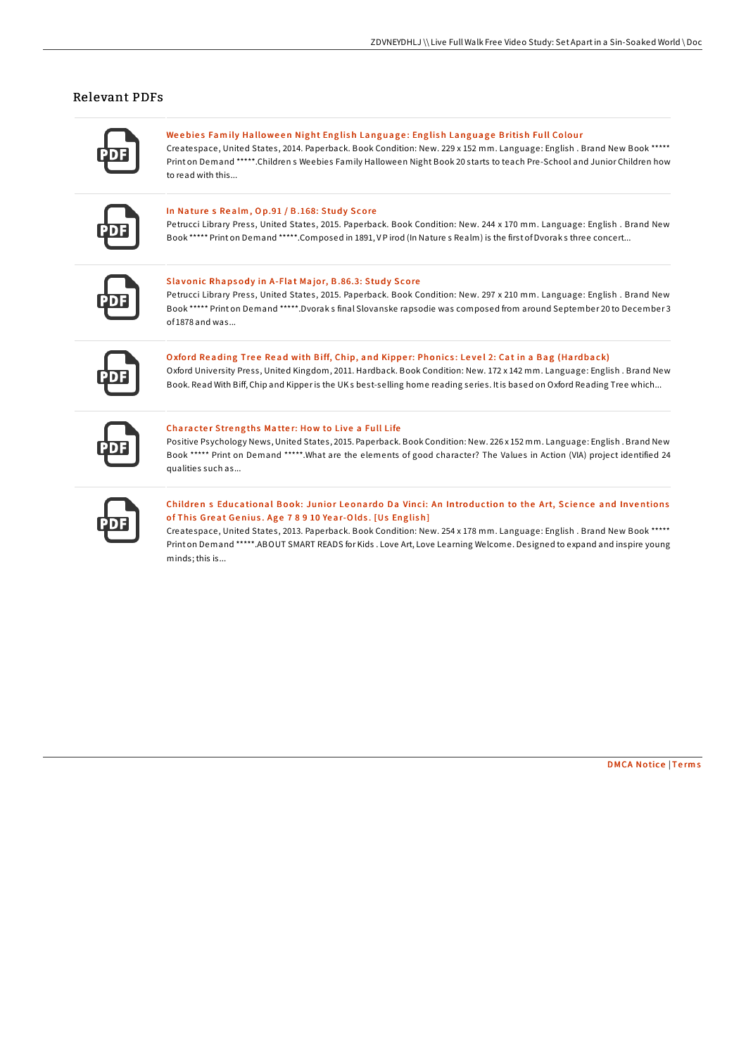## Relevant PDFs

### Weebies Family Halloween Night English Language: English Language British Full Colour

Createspace, United States, 2014. Paperback. Book Condition: New. 229 x 152 mm. Language: English . Brand New Book ***** Print on Demand *****.Children s Weebies Family Halloween Night Book 20 starts to teach Pre-School and Junior Children how to read with this...

### In Nature s Realm, Op.91 / B.168: Study Score

Petrucci Library Press, United States, 2015. Paperback. Book Condition: New. 244 x 170 mm. Language: English . Brand New Book ***** Print on Demand *****.Composed in 1891, V P irod (In Nature s Realm) is the first of Dvorak s three concert...

### Slavonic Rhapsody in A-Flat Major, B.86.3: Study Score

Petrucci Library Press, United States, 2015. Paperback. Book Condition: New. 297 x 210 mm. Language: English . Brand New Book ***** Print on Demand *****.Dvorak s final Slovanske rapsodie was composed from around September 20 to December 3 of 1878 and was...

### Oxford Reading Tree Read with Biff, Chip, and Kipper: Phonics: Level 2: Cat in a Bag (Hardback)

Oxford University Press, United Kingdom, 2011. Hardback. Book Condition: New. 172 x 142 mm. Language: English . Brand New Book. Read With Biff, Chip and Kipper is the UK s best-selling home reading series. It is based on Oxford Reading Tree which...

### Character Strengths Matter: How to Live a Full Life

Positive Psychology News, United States, 2015. Paperback. Book Condition: New. 226 x 152 mm. Language: English . Brand New Book ***** Print on Demand *****.What are the elements of good character? The Values in Action (VIA) project identified 24 qualities such as...

### Children s Educational Book: Junior Leonardo Da Vinci: An Introduction to the Art, Science and Inventions of This Great Genius. Age 7 8 9 10 Year-Olds. [Us English]

Createspace, United States, 2013. Paperback. Book Condition: New. 254 x 178 mm. Language: English . Brand New Book ***** Print on Demand *****.ABOUT SMART READS for Kids . Love Art, Love Learning Welcome. Designed to expand and inspire young minds; this is...